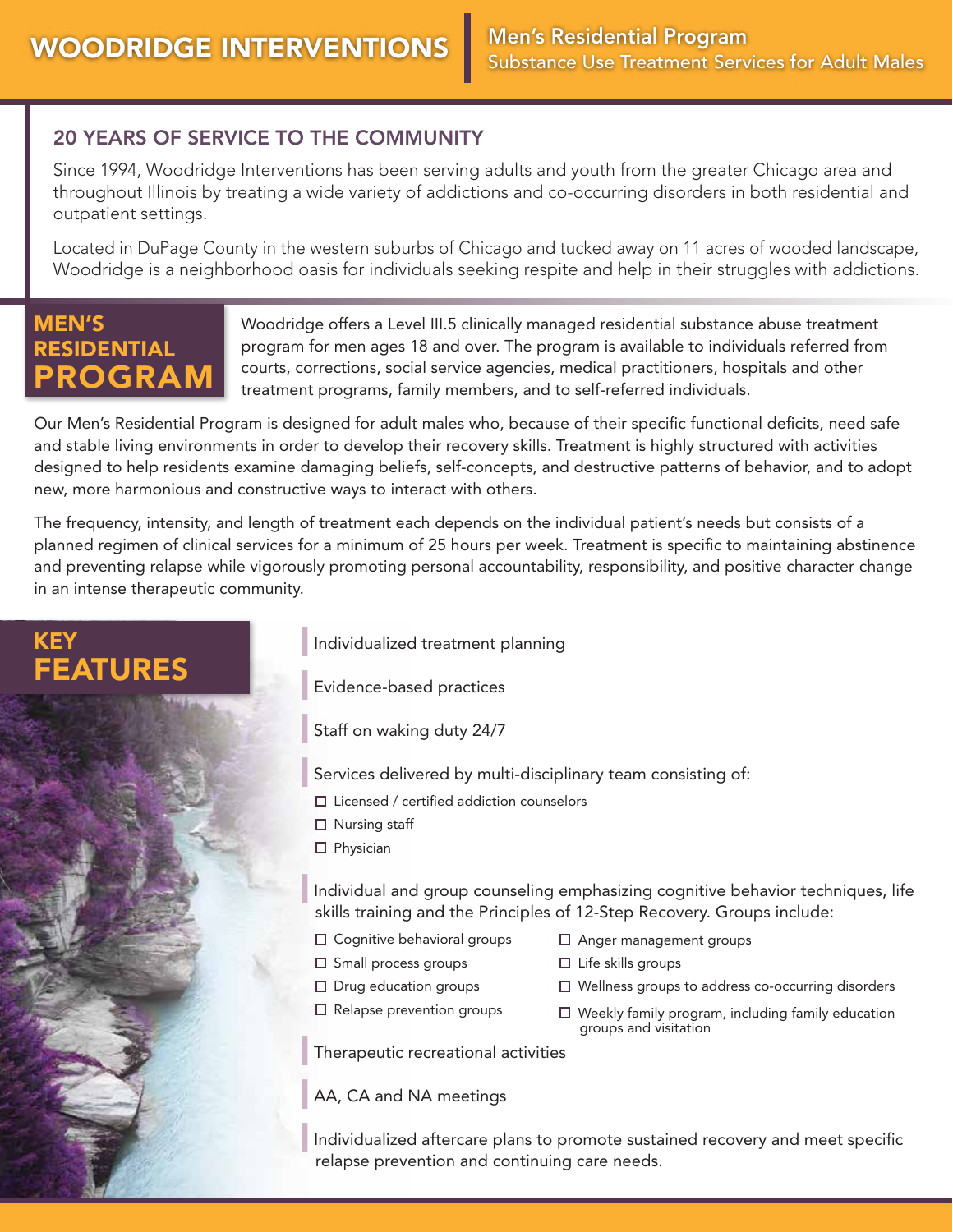# WOODRIDGE INTERVENTIONS

**Men's Residential Program**
Substance Use Treatment Services for Adult Males

## 20 YEARS OF SERVICE TO THE COMMUNITY

Since 1994, Woodridge Interventions has been serving adults and youth from the greater Chicago area and throughout Illinois by treating a wide variety of addictions and co-occurring disorders in both residential and outpatient settings.

Located in DuPage County in the western suburbs of Chicago and tucked away on 11 acres of wooded landscape, Woodridge is a neighborhood oasis for individuals seeking respite and help in their struggles with addictions.

## MEN'S RESIDENTIAL PROGRAM

Woodridge offers a Level III.5 clinically managed residential substance abuse treatment program for men ages 18 and over. The program is available to individuals referred from courts, corrections, social service agencies, medical practitioners, hospitals and other treatment programs, family members, and to self-referred individuals.

Our Men's Residential Program is designed for adult males who, because of their specific functional deficits, need safe and stable living environments in order to develop their recovery skills. Treatment is highly structured with activities designed to help residents examine damaging beliefs, self-concepts, and destructive patterns of behavior, and to adopt new, more harmonious and constructive ways to interact with others.

The frequency, intensity, and length of treatment each depends on the individual patient's needs but consists of a planned regimen of clinical services for a minimum of 25 hours per week. Treatment is specific to maintaining abstinence and preventing relapse while vigorously promoting personal accountability, responsibility, and positive character change in an intense therapeutic community.

## KEY FEATURES

- Individualized treatment planning
- Evidence-based practices
- Staff on waking duty 24/7
- Services delivered by multi-disciplinary team consisting of:
  - Licensed / certified addiction counselors
  - Nursing staff
  - Physician
- Individual and group counseling emphasizing cognitive behavior techniques, life skills training and the Principles of 12-Step Recovery. Groups include:
  - Cognitive behavioral groups
  - Small process groups
  - Drug education groups
  - Relapse prevention groups
  - Anger management groups
  - Life skills groups
  - Wellness groups to address co-occurring disorders
  - Weekly family program, including family education groups and visitation
- Therapeutic recreational activities
- AA, CA and NA meetings
- Individualized aftercare plans to promote sustained recovery and meet specific relapse prevention and continuing care needs.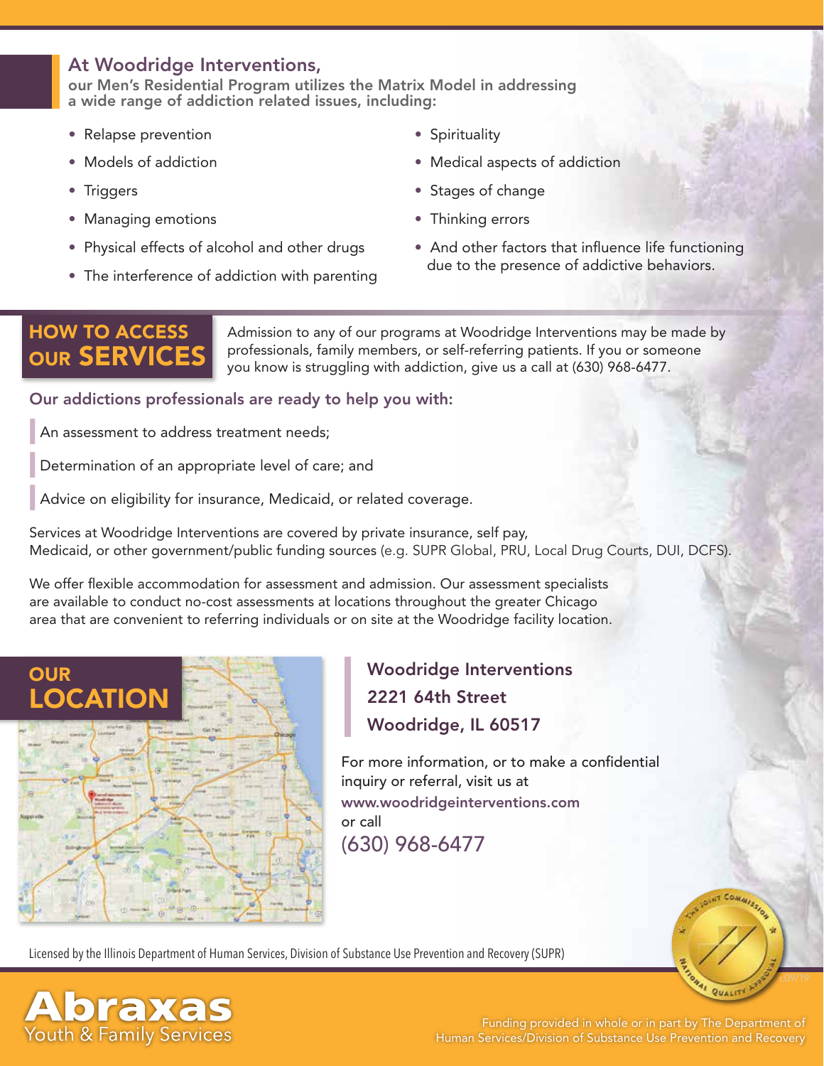## At Woodridge Interventions,

**our Men's Residential Program utilizes the Matrix Model in addressing a wide range of addiction related issues, including:**

- Relapse prevention
- Models of addiction
- Triggers
- Managing emotions
- Physical effects of alcohol and other drugs
- The interference of addiction with parenting
- Spirituality
- Medical aspects of addiction
- Stages of change
- Thinking errors
- And other factors that influence life functioning due to the presence of addictive behaviors.

## HOW TO ACCESS OUR SERVICES

Admission to any of our programs at Woodridge Interventions may be made by professionals, family members, or self-referring patients. If you or someone you know is struggling with addiction, give us a call at (630) 968-6477.

### Our addictions professionals are ready to help you with:

- An assessment to address treatment needs;
- Determination of an appropriate level of care; and
- Advice on eligibility for insurance, Medicaid, or related coverage.

Services at Woodridge Interventions are covered by private insurance, self pay, Medicaid, or other government/public funding sources (e.g. SUPR Global, PRU, Local Drug Courts, DUI, DCFS).

We offer flexible accommodation for assessment and admission. Our assessment specialists are available to conduct no-cost assessments at locations throughout the greater Chicago area that are convenient to referring individuals or on site at the Woodridge facility location.

## OUR LOCATION

**Woodridge Interventions**
**2221 64th Street**
**Woodridge, IL 60517**

For more information, or to make a confidential inquiry or referral, visit us at
www.woodridgeinterventions.com
or call
(630) 968-6477

Licensed by the Illinois Department of Human Services, Division of Substance Use Prevention and Recovery (SUPR)

r.09/19

**Abraxas**
Youth & Family Services

Funding provided in whole or in part by The Department of Human Services/Division of Substance Use Prevention and Recovery